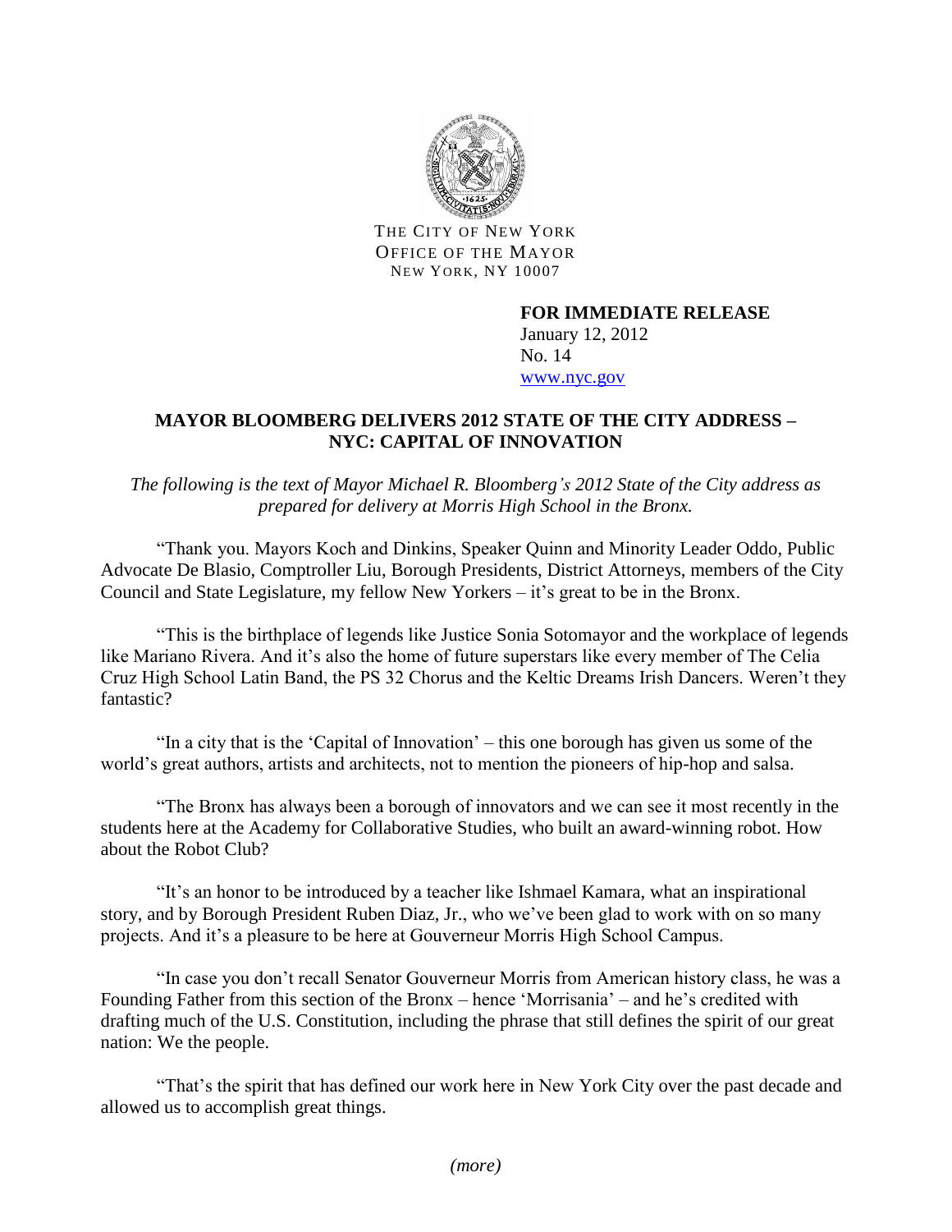THE CITY OF NEW YORK
OFFICE OF THE MAYOR
NEW YORK, NY 10007

**FOR IMMEDIATE RELEASE**
January 12, 2012
No. 14
www.nyc.gov

## MAYOR BLOOMBERG DELIVERS 2012 STATE OF THE CITY ADDRESS – NYC: CAPITAL OF INNOVATION

*The following is the text of Mayor Michael R. Bloomberg's 2012 State of the City address as prepared for delivery at Morris High School in the Bronx.*

"Thank you. Mayors Koch and Dinkins, Speaker Quinn and Minority Leader Oddo, Public Advocate De Blasio, Comptroller Liu, Borough Presidents, District Attorneys, members of the City Council and State Legislature, my fellow New Yorkers – it's great to be in the Bronx.

"This is the birthplace of legends like Justice Sonia Sotomayor and the workplace of legends like Mariano Rivera. And it's also the home of future superstars like every member of The Celia Cruz High School Latin Band, the PS 32 Chorus and the Keltic Dreams Irish Dancers. Weren't they fantastic?

"In a city that is the 'Capital of Innovation' – this one borough has given us some of the world's great authors, artists and architects, not to mention the pioneers of hip-hop and salsa.

"The Bronx has always been a borough of innovators and we can see it most recently in the students here at the Academy for Collaborative Studies, who built an award-winning robot. How about the Robot Club?

"It's an honor to be introduced by a teacher like Ishmael Kamara, what an inspirational story, and by Borough President Ruben Diaz, Jr., who we've been glad to work with on so many projects. And it's a pleasure to be here at Gouverneur Morris High School Campus.

"In case you don't recall Senator Gouverneur Morris from American history class, he was a Founding Father from this section of the Bronx – hence 'Morrisania' – and he's credited with drafting much of the U.S. Constitution, including the phrase that still defines the spirit of our great nation: We the people.

"That's the spirit that has defined our work here in New York City over the past decade and allowed us to accomplish great things.

*(more)*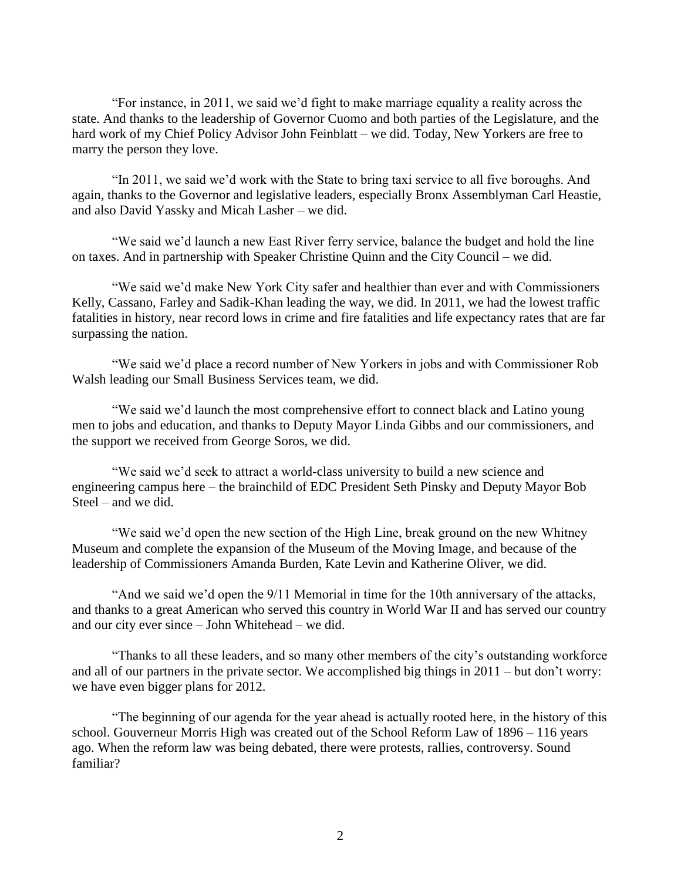"For instance, in 2011, we said we'd fight to make marriage equality a reality across the state. And thanks to the leadership of Governor Cuomo and both parties of the Legislature, and the hard work of my Chief Policy Advisor John Feinblatt – we did. Today, New Yorkers are free to marry the person they love.

"In 2011, we said we'd work with the State to bring taxi service to all five boroughs. And again, thanks to the Governor and legislative leaders, especially Bronx Assemblyman Carl Heastie, and also David Yassky and Micah Lasher – we did.

"We said we'd launch a new East River ferry service, balance the budget and hold the line on taxes. And in partnership with Speaker Christine Quinn and the City Council – we did.

"We said we'd make New York City safer and healthier than ever and with Commissioners Kelly, Cassano, Farley and Sadik-Khan leading the way, we did. In 2011, we had the lowest traffic fatalities in history, near record lows in crime and fire fatalities and life expectancy rates that are far surpassing the nation.

"We said we'd place a record number of New Yorkers in jobs and with Commissioner Rob Walsh leading our Small Business Services team, we did.

"We said we'd launch the most comprehensive effort to connect black and Latino young men to jobs and education, and thanks to Deputy Mayor Linda Gibbs and our commissioners, and the support we received from George Soros, we did.

"We said we'd seek to attract a world-class university to build a new science and engineering campus here – the brainchild of EDC President Seth Pinsky and Deputy Mayor Bob Steel – and we did.

"We said we'd open the new section of the High Line, break ground on the new Whitney Museum and complete the expansion of the Museum of the Moving Image, and because of the leadership of Commissioners Amanda Burden, Kate Levin and Katherine Oliver, we did.

"And we said we'd open the 9/11 Memorial in time for the 10th anniversary of the attacks, and thanks to a great American who served this country in World War II and has served our country and our city ever since – John Whitehead – we did.

"Thanks to all these leaders, and so many other members of the city's outstanding workforce and all of our partners in the private sector. We accomplished big things in 2011 – but don't worry: we have even bigger plans for 2012.

"The beginning of our agenda for the year ahead is actually rooted here, in the history of this school. Gouverneur Morris High was created out of the School Reform Law of 1896 – 116 years ago. When the reform law was being debated, there were protests, rallies, controversy. Sound familiar?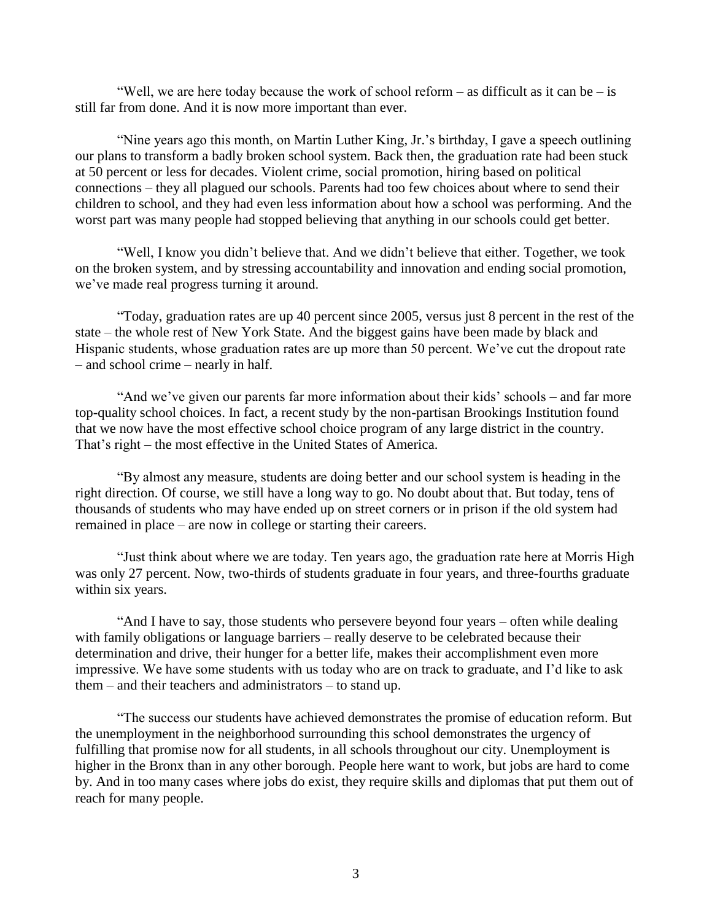"Well, we are here today because the work of school reform – as difficult as it can be – is still far from done. And it is now more important than ever.

"Nine years ago this month, on Martin Luther King, Jr.'s birthday, I gave a speech outlining our plans to transform a badly broken school system. Back then, the graduation rate had been stuck at 50 percent or less for decades. Violent crime, social promotion, hiring based on political connections – they all plagued our schools. Parents had too few choices about where to send their children to school, and they had even less information about how a school was performing. And the worst part was many people had stopped believing that anything in our schools could get better.

"Well, I know you didn't believe that. And we didn't believe that either. Together, we took on the broken system, and by stressing accountability and innovation and ending social promotion, we've made real progress turning it around.

"Today, graduation rates are up 40 percent since 2005, versus just 8 percent in the rest of the state – the whole rest of New York State. And the biggest gains have been made by black and Hispanic students, whose graduation rates are up more than 50 percent. We've cut the dropout rate – and school crime – nearly in half.

"And we've given our parents far more information about their kids' schools – and far more top-quality school choices. In fact, a recent study by the non-partisan Brookings Institution found that we now have the most effective school choice program of any large district in the country. That's right – the most effective in the United States of America.

"By almost any measure, students are doing better and our school system is heading in the right direction. Of course, we still have a long way to go. No doubt about that. But today, tens of thousands of students who may have ended up on street corners or in prison if the old system had remained in place – are now in college or starting their careers.

"Just think about where we are today. Ten years ago, the graduation rate here at Morris High was only 27 percent. Now, two-thirds of students graduate in four years, and three-fourths graduate within six years.

"And I have to say, those students who persevere beyond four years – often while dealing with family obligations or language barriers – really deserve to be celebrated because their determination and drive, their hunger for a better life, makes their accomplishment even more impressive. We have some students with us today who are on track to graduate, and I'd like to ask them – and their teachers and administrators – to stand up.

"The success our students have achieved demonstrates the promise of education reform. But the unemployment in the neighborhood surrounding this school demonstrates the urgency of fulfilling that promise now for all students, in all schools throughout our city. Unemployment is higher in the Bronx than in any other borough. People here want to work, but jobs are hard to come by. And in too many cases where jobs do exist, they require skills and diplomas that put them out of reach for many people.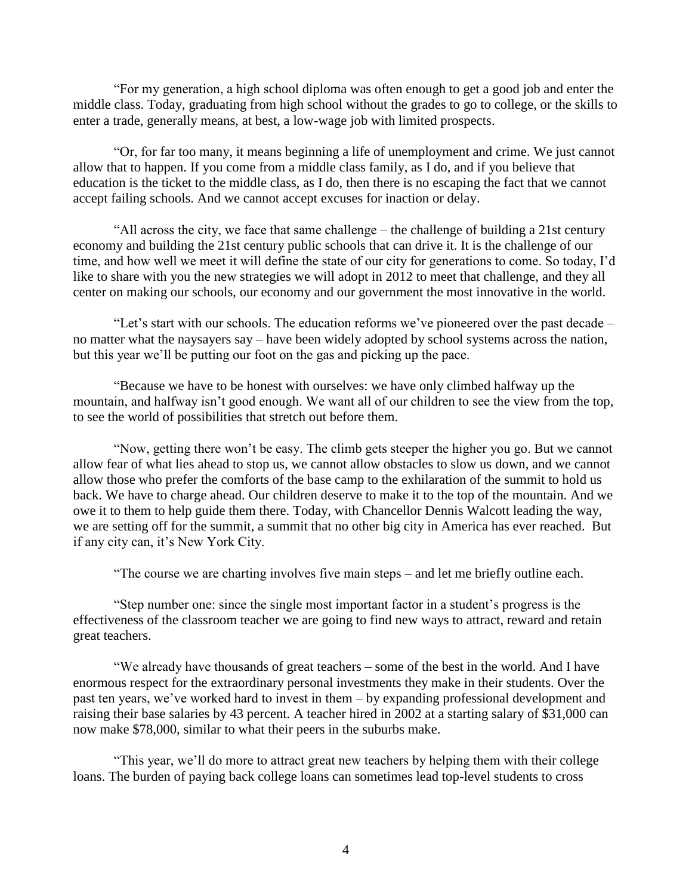"For my generation, a high school diploma was often enough to get a good job and enter the middle class. Today, graduating from high school without the grades to go to college, or the skills to enter a trade, generally means, at best, a low-wage job with limited prospects.

"Or, for far too many, it means beginning a life of unemployment and crime. We just cannot allow that to happen. If you come from a middle class family, as I do, and if you believe that education is the ticket to the middle class, as I do, then there is no escaping the fact that we cannot accept failing schools. And we cannot accept excuses for inaction or delay.

"All across the city, we face that same challenge – the challenge of building a 21st century economy and building the 21st century public schools that can drive it. It is the challenge of our time, and how well we meet it will define the state of our city for generations to come. So today, I'd like to share with you the new strategies we will adopt in 2012 to meet that challenge, and they all center on making our schools, our economy and our government the most innovative in the world.

"Let's start with our schools. The education reforms we've pioneered over the past decade – no matter what the naysayers say – have been widely adopted by school systems across the nation, but this year we'll be putting our foot on the gas and picking up the pace.

"Because we have to be honest with ourselves: we have only climbed halfway up the mountain, and halfway isn't good enough. We want all of our children to see the view from the top, to see the world of possibilities that stretch out before them.

"Now, getting there won't be easy. The climb gets steeper the higher you go. But we cannot allow fear of what lies ahead to stop us, we cannot allow obstacles to slow us down, and we cannot allow those who prefer the comforts of the base camp to the exhilaration of the summit to hold us back. We have to charge ahead. Our children deserve to make it to the top of the mountain. And we owe it to them to help guide them there. Today, with Chancellor Dennis Walcott leading the way, we are setting off for the summit, a summit that no other big city in America has ever reached. But if any city can, it's New York City.

"The course we are charting involves five main steps – and let me briefly outline each.

"Step number one: since the single most important factor in a student's progress is the effectiveness of the classroom teacher we are going to find new ways to attract, reward and retain great teachers.

"We already have thousands of great teachers – some of the best in the world. And I have enormous respect for the extraordinary personal investments they make in their students. Over the past ten years, we've worked hard to invest in them – by expanding professional development and raising their base salaries by 43 percent. A teacher hired in 2002 at a starting salary of $31,000 can now make $78,000, similar to what their peers in the suburbs make.

"This year, we'll do more to attract great new teachers by helping them with their college loans. The burden of paying back college loans can sometimes lead top-level students to cross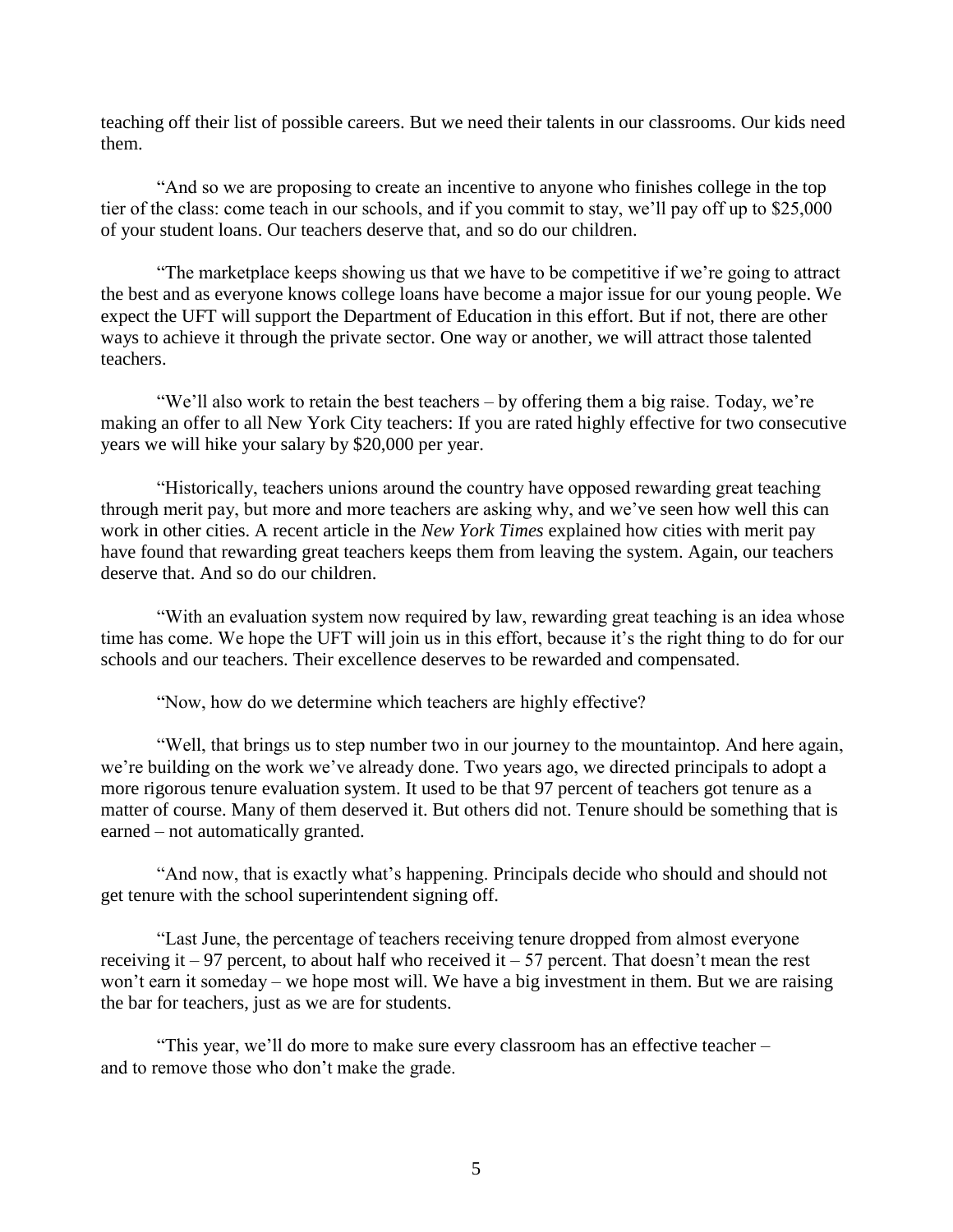teaching off their list of possible careers. But we need their talents in our classrooms. Our kids need them.

"And so we are proposing to create an incentive to anyone who finishes college in the top tier of the class: come teach in our schools, and if you commit to stay, we'll pay off up to $25,000 of your student loans. Our teachers deserve that, and so do our children.

"The marketplace keeps showing us that we have to be competitive if we're going to attract the best and as everyone knows college loans have become a major issue for our young people. We expect the UFT will support the Department of Education in this effort. But if not, there are other ways to achieve it through the private sector. One way or another, we will attract those talented teachers.

"We'll also work to retain the best teachers – by offering them a big raise. Today, we're making an offer to all New York City teachers: If you are rated highly effective for two consecutive years we will hike your salary by $20,000 per year.

"Historically, teachers unions around the country have opposed rewarding great teaching through merit pay, but more and more teachers are asking why, and we've seen how well this can work in other cities. A recent article in the *New York Times* explained how cities with merit pay have found that rewarding great teachers keeps them from leaving the system. Again, our teachers deserve that. And so do our children.

"With an evaluation system now required by law, rewarding great teaching is an idea whose time has come. We hope the UFT will join us in this effort, because it's the right thing to do for our schools and our teachers. Their excellence deserves to be rewarded and compensated.

"Now, how do we determine which teachers are highly effective?

"Well, that brings us to step number two in our journey to the mountaintop. And here again, we're building on the work we've already done. Two years ago, we directed principals to adopt a more rigorous tenure evaluation system. It used to be that 97 percent of teachers got tenure as a matter of course. Many of them deserved it. But others did not. Tenure should be something that is earned – not automatically granted.

"And now, that is exactly what's happening. Principals decide who should and should not get tenure with the school superintendent signing off.

"Last June, the percentage of teachers receiving tenure dropped from almost everyone receiving it – 97 percent, to about half who received it – 57 percent. That doesn't mean the rest won't earn it someday – we hope most will. We have a big investment in them. But we are raising the bar for teachers, just as we are for students.

"This year, we'll do more to make sure every classroom has an effective teacher – and to remove those who don't make the grade.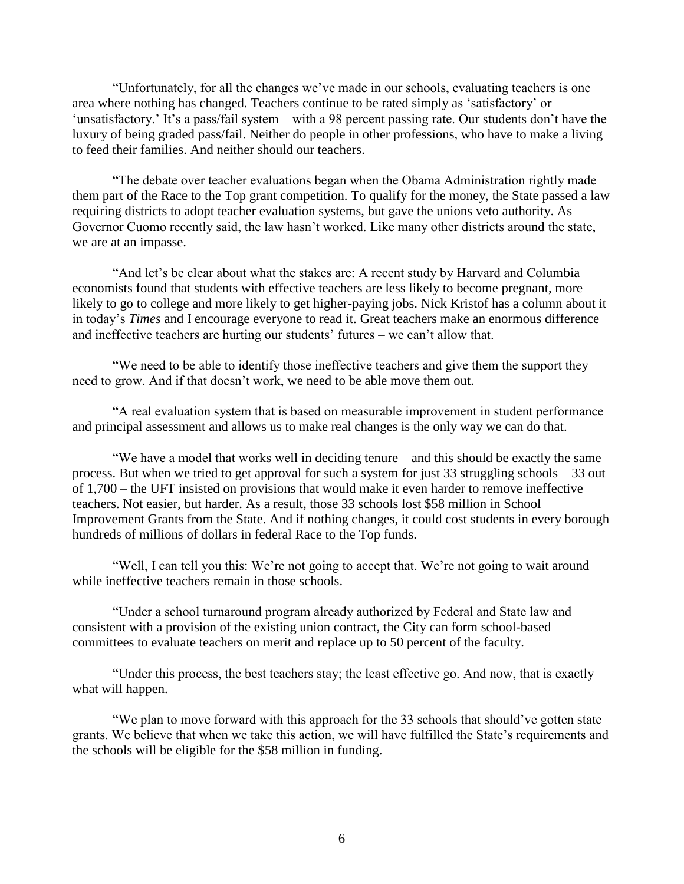"Unfortunately, for all the changes we've made in our schools, evaluating teachers is one area where nothing has changed. Teachers continue to be rated simply as 'satisfactory' or 'unsatisfactory.' It's a pass/fail system – with a 98 percent passing rate. Our students don't have the luxury of being graded pass/fail. Neither do people in other professions, who have to make a living to feed their families. And neither should our teachers.

"The debate over teacher evaluations began when the Obama Administration rightly made them part of the Race to the Top grant competition. To qualify for the money, the State passed a law requiring districts to adopt teacher evaluation systems, but gave the unions veto authority. As Governor Cuomo recently said, the law hasn't worked. Like many other districts around the state, we are at an impasse.

"And let's be clear about what the stakes are: A recent study by Harvard and Columbia economists found that students with effective teachers are less likely to become pregnant, more likely to go to college and more likely to get higher-paying jobs. Nick Kristof has a column about it in today's *Times* and I encourage everyone to read it. Great teachers make an enormous difference and ineffective teachers are hurting our students' futures – we can't allow that.

"We need to be able to identify those ineffective teachers and give them the support they need to grow. And if that doesn't work, we need to be able move them out.

"A real evaluation system that is based on measurable improvement in student performance and principal assessment and allows us to make real changes is the only way we can do that.

"We have a model that works well in deciding tenure – and this should be exactly the same process. But when we tried to get approval for such a system for just 33 struggling schools – 33 out of 1,700 – the UFT insisted on provisions that would make it even harder to remove ineffective teachers. Not easier, but harder. As a result, those 33 schools lost $58 million in School Improvement Grants from the State. And if nothing changes, it could cost students in every borough hundreds of millions of dollars in federal Race to the Top funds.

"Well, I can tell you this: We're not going to accept that. We're not going to wait around while ineffective teachers remain in those schools.

"Under a school turnaround program already authorized by Federal and State law and consistent with a provision of the existing union contract, the City can form school-based committees to evaluate teachers on merit and replace up to 50 percent of the faculty.

"Under this process, the best teachers stay; the least effective go. And now, that is exactly what will happen.

"We plan to move forward with this approach for the 33 schools that should've gotten state grants. We believe that when we take this action, we will have fulfilled the State's requirements and the schools will be eligible for the $58 million in funding.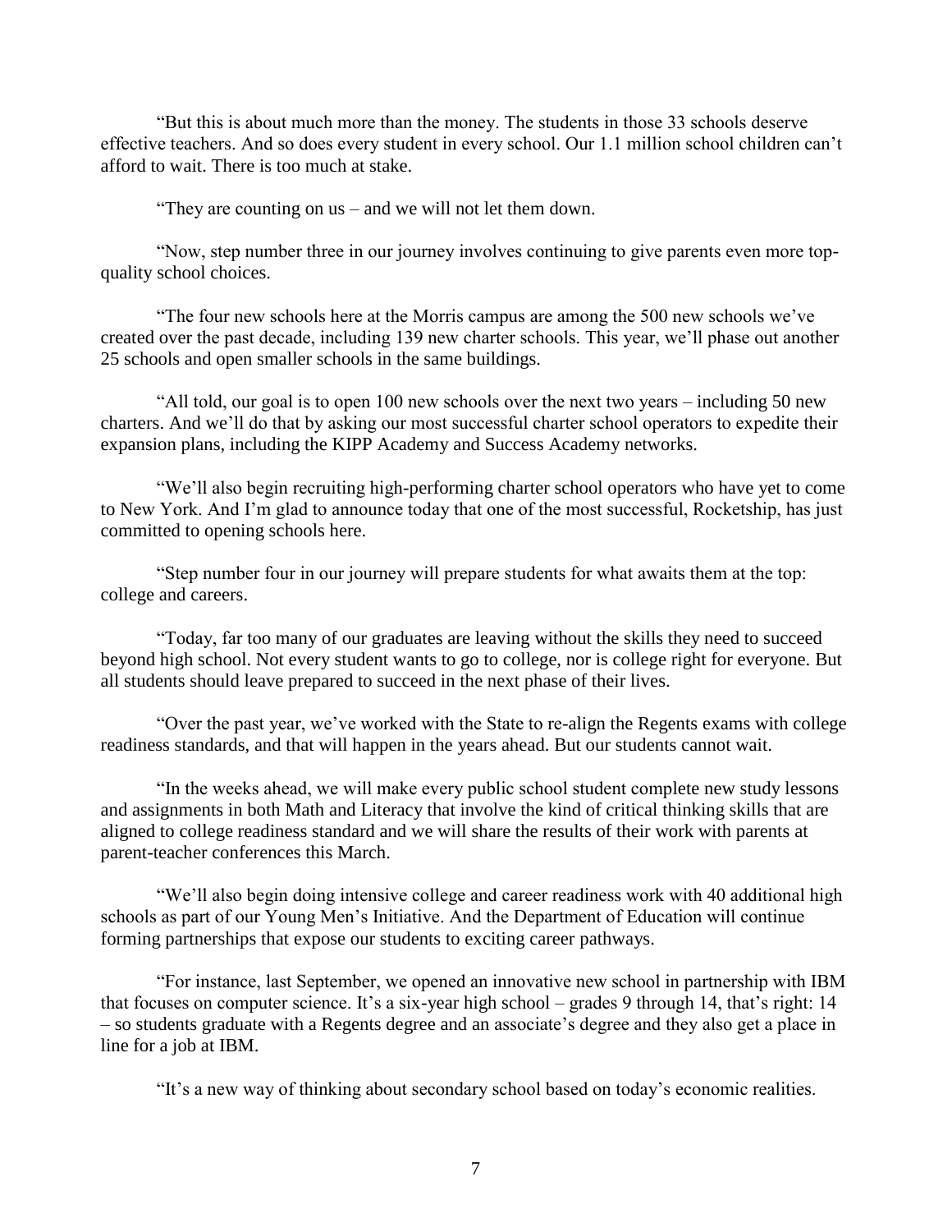"But this is about much more than the money. The students in those 33 schools deserve effective teachers. And so does every student in every school. Our 1.1 million school children can't afford to wait. There is too much at stake.

"They are counting on us – and we will not let them down.

"Now, step number three in our journey involves continuing to give parents even more top-quality school choices.

"The four new schools here at the Morris campus are among the 500 new schools we've created over the past decade, including 139 new charter schools. This year, we'll phase out another 25 schools and open smaller schools in the same buildings.

"All told, our goal is to open 100 new schools over the next two years – including 50 new charters. And we'll do that by asking our most successful charter school operators to expedite their expansion plans, including the KIPP Academy and Success Academy networks.

"We'll also begin recruiting high-performing charter school operators who have yet to come to New York. And I'm glad to announce today that one of the most successful, Rocketship, has just committed to opening schools here.

"Step number four in our journey will prepare students for what awaits them at the top: college and careers.

"Today, far too many of our graduates are leaving without the skills they need to succeed beyond high school. Not every student wants to go to college, nor is college right for everyone. But all students should leave prepared to succeed in the next phase of their lives.

"Over the past year, we've worked with the State to re-align the Regents exams with college readiness standards, and that will happen in the years ahead. But our students cannot wait.

"In the weeks ahead, we will make every public school student complete new study lessons and assignments in both Math and Literacy that involve the kind of critical thinking skills that are aligned to college readiness standard and we will share the results of their work with parents at parent-teacher conferences this March.

"We'll also begin doing intensive college and career readiness work with 40 additional high schools as part of our Young Men's Initiative. And the Department of Education will continue forming partnerships that expose our students to exciting career pathways.

"For instance, last September, we opened an innovative new school in partnership with IBM that focuses on computer science. It's a six-year high school – grades 9 through 14, that's right: 14 – so students graduate with a Regents degree and an associate's degree and they also get a place in line for a job at IBM.

"It's a new way of thinking about secondary school based on today's economic realities.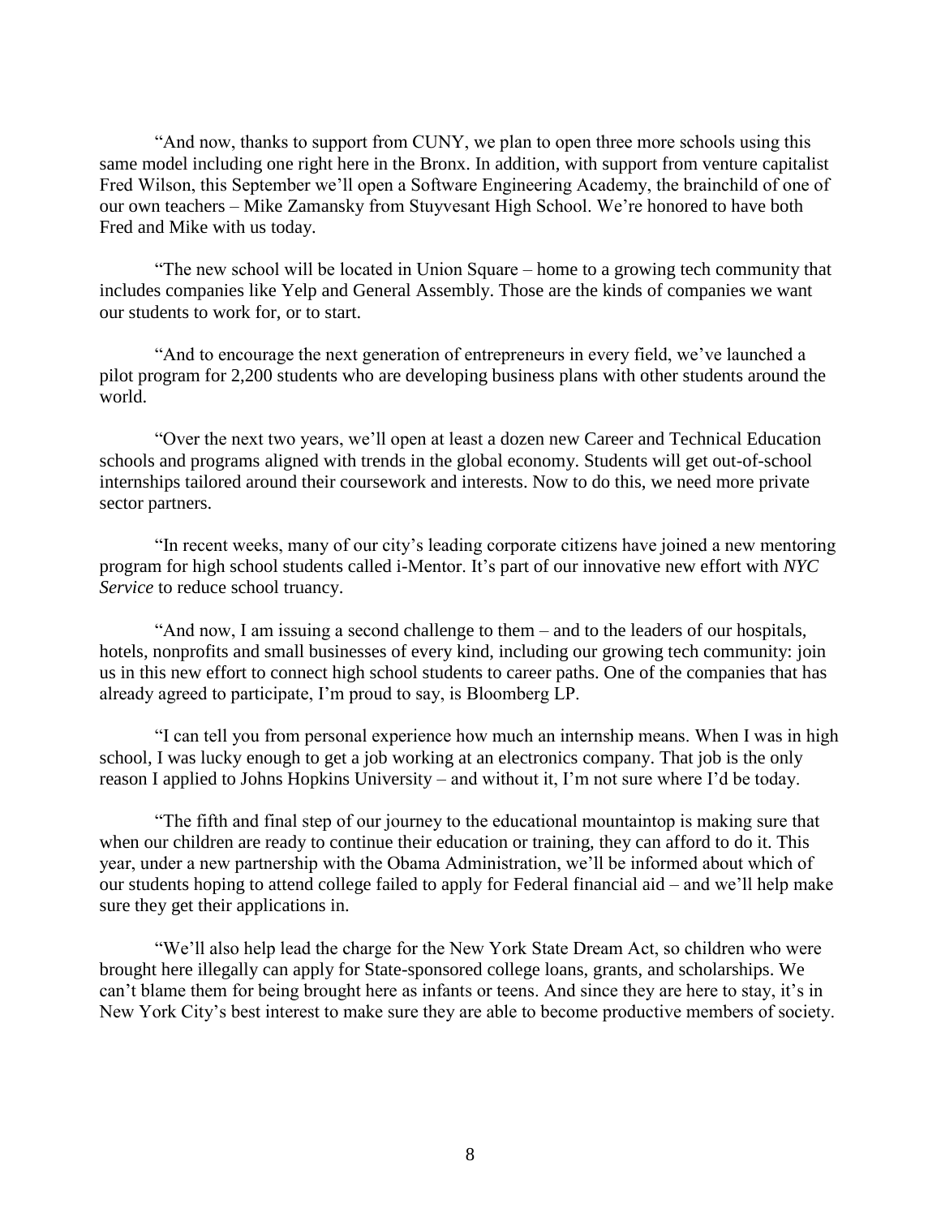"And now, thanks to support from CUNY, we plan to open three more schools using this same model including one right here in the Bronx. In addition, with support from venture capitalist Fred Wilson, this September we'll open a Software Engineering Academy, the brainchild of one of our own teachers – Mike Zamansky from Stuyvesant High School. We're honored to have both Fred and Mike with us today.

"The new school will be located in Union Square – home to a growing tech community that includes companies like Yelp and General Assembly. Those are the kinds of companies we want our students to work for, or to start.

"And to encourage the next generation of entrepreneurs in every field, we've launched a pilot program for 2,200 students who are developing business plans with other students around the world.

"Over the next two years, we'll open at least a dozen new Career and Technical Education schools and programs aligned with trends in the global economy. Students will get out-of-school internships tailored around their coursework and interests. Now to do this, we need more private sector partners.

"In recent weeks, many of our city's leading corporate citizens have joined a new mentoring program for high school students called i-Mentor. It's part of our innovative new effort with *NYC Service* to reduce school truancy.

"And now, I am issuing a second challenge to them – and to the leaders of our hospitals, hotels, nonprofits and small businesses of every kind, including our growing tech community: join us in this new effort to connect high school students to career paths. One of the companies that has already agreed to participate, I'm proud to say, is Bloomberg LP.

"I can tell you from personal experience how much an internship means. When I was in high school, I was lucky enough to get a job working at an electronics company. That job is the only reason I applied to Johns Hopkins University – and without it, I'm not sure where I'd be today.

"The fifth and final step of our journey to the educational mountaintop is making sure that when our children are ready to continue their education or training, they can afford to do it. This year, under a new partnership with the Obama Administration, we'll be informed about which of our students hoping to attend college failed to apply for Federal financial aid – and we'll help make sure they get their applications in.

"We'll also help lead the charge for the New York State Dream Act, so children who were brought here illegally can apply for State-sponsored college loans, grants, and scholarships. We can't blame them for being brought here as infants or teens. And since they are here to stay, it's in New York City's best interest to make sure they are able to become productive members of society.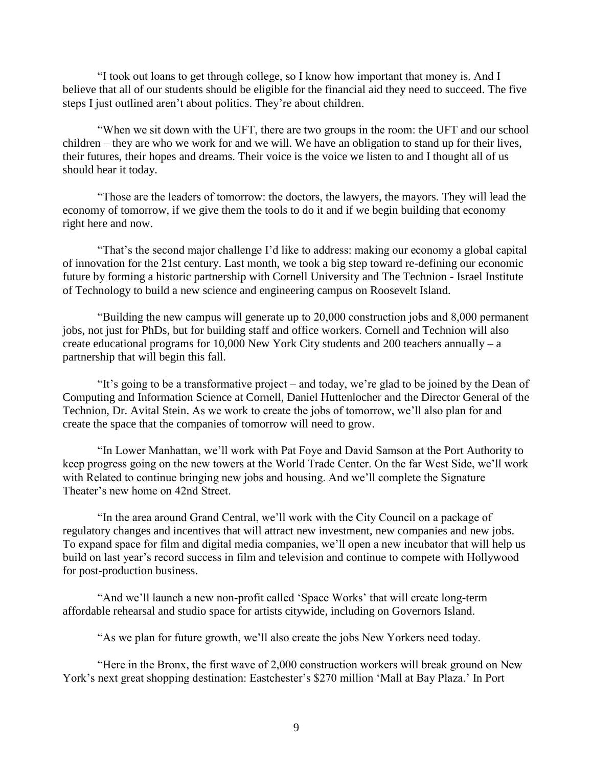"I took out loans to get through college, so I know how important that money is. And I believe that all of our students should be eligible for the financial aid they need to succeed. The five steps I just outlined aren't about politics. They're about children.

"When we sit down with the UFT, there are two groups in the room: the UFT and our school children – they are who we work for and we will. We have an obligation to stand up for their lives, their futures, their hopes and dreams. Their voice is the voice we listen to and I thought all of us should hear it today.

"Those are the leaders of tomorrow: the doctors, the lawyers, the mayors. They will lead the economy of tomorrow, if we give them the tools to do it and if we begin building that economy right here and now.

"That's the second major challenge I'd like to address: making our economy a global capital of innovation for the 21st century. Last month, we took a big step toward re-defining our economic future by forming a historic partnership with Cornell University and The Technion - Israel Institute of Technology to build a new science and engineering campus on Roosevelt Island.

"Building the new campus will generate up to 20,000 construction jobs and 8,000 permanent jobs, not just for PhDs, but for building staff and office workers. Cornell and Technion will also create educational programs for 10,000 New York City students and 200 teachers annually – a partnership that will begin this fall.

"It's going to be a transformative project – and today, we're glad to be joined by the Dean of Computing and Information Science at Cornell, Daniel Huttenlocher and the Director General of the Technion, Dr. Avital Stein. As we work to create the jobs of tomorrow, we'll also plan for and create the space that the companies of tomorrow will need to grow.

"In Lower Manhattan, we'll work with Pat Foye and David Samson at the Port Authority to keep progress going on the new towers at the World Trade Center. On the far West Side, we'll work with Related to continue bringing new jobs and housing. And we'll complete the Signature Theater's new home on 42nd Street.

"In the area around Grand Central, we'll work with the City Council on a package of regulatory changes and incentives that will attract new investment, new companies and new jobs. To expand space for film and digital media companies, we'll open a new incubator that will help us build on last year's record success in film and television and continue to compete with Hollywood for post-production business.

"And we'll launch a new non-profit called 'Space Works' that will create long-term affordable rehearsal and studio space for artists citywide, including on Governors Island.

"As we plan for future growth, we'll also create the jobs New Yorkers need today.

"Here in the Bronx, the first wave of 2,000 construction workers will break ground on New York's next great shopping destination: Eastchester's $270 million 'Mall at Bay Plaza.' In Port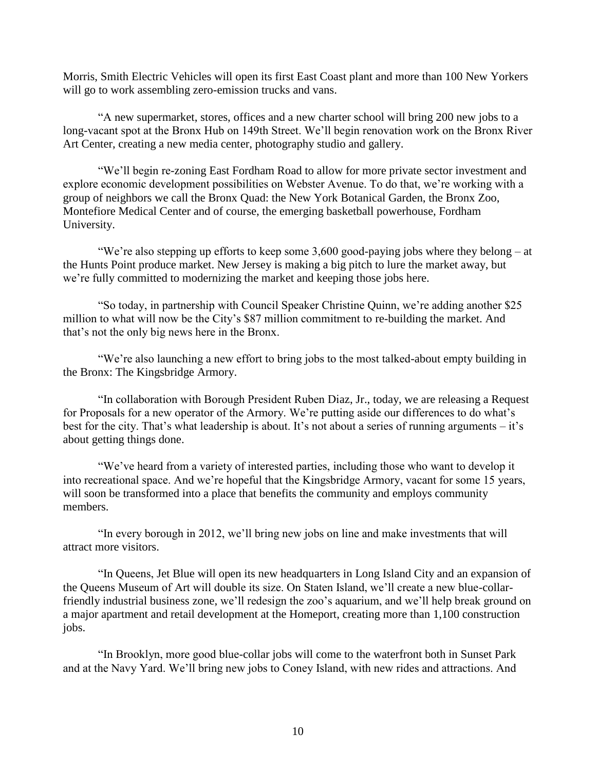Morris, Smith Electric Vehicles will open its first East Coast plant and more than 100 New Yorkers will go to work assembling zero-emission trucks and vans.

"A new supermarket, stores, offices and a new charter school will bring 200 new jobs to a long-vacant spot at the Bronx Hub on 149th Street. We'll begin renovation work on the Bronx River Art Center, creating a new media center, photography studio and gallery.

"We'll begin re-zoning East Fordham Road to allow for more private sector investment and explore economic development possibilities on Webster Avenue. To do that, we're working with a group of neighbors we call the Bronx Quad: the New York Botanical Garden, the Bronx Zoo, Montefiore Medical Center and of course, the emerging basketball powerhouse, Fordham University.

"We're also stepping up efforts to keep some 3,600 good-paying jobs where they belong – at the Hunts Point produce market. New Jersey is making a big pitch to lure the market away, but we're fully committed to modernizing the market and keeping those jobs here.

"So today, in partnership with Council Speaker Christine Quinn, we're adding another $25 million to what will now be the City's $87 million commitment to re-building the market. And that's not the only big news here in the Bronx.

"We're also launching a new effort to bring jobs to the most talked-about empty building in the Bronx: The Kingsbridge Armory.

"In collaboration with Borough President Ruben Diaz, Jr., today, we are releasing a Request for Proposals for a new operator of the Armory. We're putting aside our differences to do what's best for the city. That's what leadership is about. It's not about a series of running arguments – it's about getting things done.

"We've heard from a variety of interested parties, including those who want to develop it into recreational space. And we're hopeful that the Kingsbridge Armory, vacant for some 15 years, will soon be transformed into a place that benefits the community and employs community members.

"In every borough in 2012, we'll bring new jobs on line and make investments that will attract more visitors.

"In Queens, Jet Blue will open its new headquarters in Long Island City and an expansion of the Queens Museum of Art will double its size. On Staten Island, we'll create a new blue-collar-friendly industrial business zone, we'll redesign the zoo's aquarium, and we'll help break ground on a major apartment and retail development at the Homeport, creating more than 1,100 construction jobs.

"In Brooklyn, more good blue-collar jobs will come to the waterfront both in Sunset Park and at the Navy Yard. We'll bring new jobs to Coney Island, with new rides and attractions. And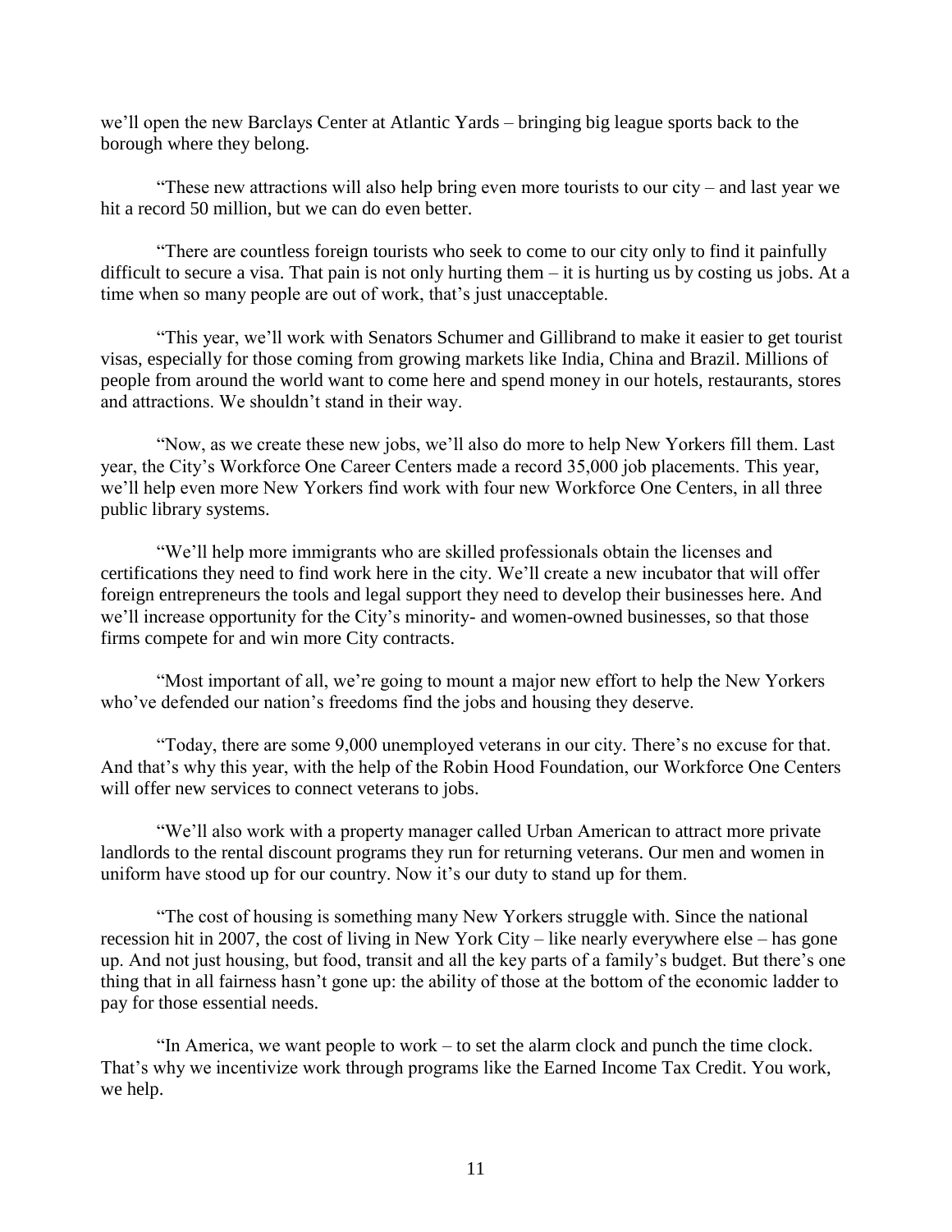we'll open the new Barclays Center at Atlantic Yards – bringing big league sports back to the borough where they belong.

"These new attractions will also help bring even more tourists to our city – and last year we hit a record 50 million, but we can do even better.

"There are countless foreign tourists who seek to come to our city only to find it painfully difficult to secure a visa. That pain is not only hurting them – it is hurting us by costing us jobs. At a time when so many people are out of work, that's just unacceptable.

"This year, we'll work with Senators Schumer and Gillibrand to make it easier to get tourist visas, especially for those coming from growing markets like India, China and Brazil. Millions of people from around the world want to come here and spend money in our hotels, restaurants, stores and attractions. We shouldn't stand in their way.

"Now, as we create these new jobs, we'll also do more to help New Yorkers fill them. Last year, the City's Workforce One Career Centers made a record 35,000 job placements. This year, we'll help even more New Yorkers find work with four new Workforce One Centers, in all three public library systems.

"We'll help more immigrants who are skilled professionals obtain the licenses and certifications they need to find work here in the city. We'll create a new incubator that will offer foreign entrepreneurs the tools and legal support they need to develop their businesses here. And we'll increase opportunity for the City's minority- and women-owned businesses, so that those firms compete for and win more City contracts.

"Most important of all, we're going to mount a major new effort to help the New Yorkers who've defended our nation's freedoms find the jobs and housing they deserve.

"Today, there are some 9,000 unemployed veterans in our city. There's no excuse for that. And that's why this year, with the help of the Robin Hood Foundation, our Workforce One Centers will offer new services to connect veterans to jobs.

"We'll also work with a property manager called Urban American to attract more private landlords to the rental discount programs they run for returning veterans. Our men and women in uniform have stood up for our country. Now it's our duty to stand up for them.

"The cost of housing is something many New Yorkers struggle with. Since the national recession hit in 2007, the cost of living in New York City – like nearly everywhere else – has gone up. And not just housing, but food, transit and all the key parts of a family's budget. But there's one thing that in all fairness hasn't gone up: the ability of those at the bottom of the economic ladder to pay for those essential needs.

"In America, we want people to work – to set the alarm clock and punch the time clock. That's why we incentivize work through programs like the Earned Income Tax Credit. You work, we help.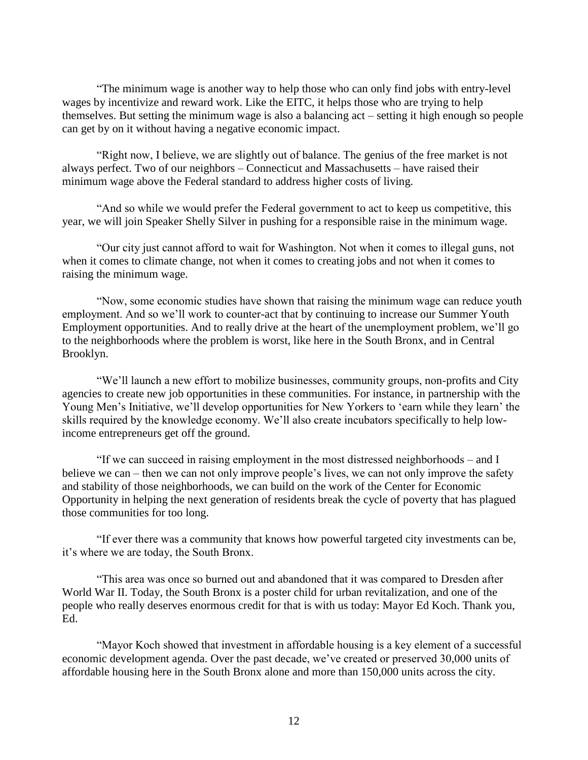"The minimum wage is another way to help those who can only find jobs with entry-level wages by incentivize and reward work. Like the EITC, it helps those who are trying to help themselves. But setting the minimum wage is also a balancing act – setting it high enough so people can get by on it without having a negative economic impact.

"Right now, I believe, we are slightly out of balance. The genius of the free market is not always perfect. Two of our neighbors – Connecticut and Massachusetts – have raised their minimum wage above the Federal standard to address higher costs of living.

"And so while we would prefer the Federal government to act to keep us competitive, this year, we will join Speaker Shelly Silver in pushing for a responsible raise in the minimum wage.

"Our city just cannot afford to wait for Washington. Not when it comes to illegal guns, not when it comes to climate change, not when it comes to creating jobs and not when it comes to raising the minimum wage.

"Now, some economic studies have shown that raising the minimum wage can reduce youth employment. And so we'll work to counter-act that by continuing to increase our Summer Youth Employment opportunities. And to really drive at the heart of the unemployment problem, we'll go to the neighborhoods where the problem is worst, like here in the South Bronx, and in Central Brooklyn.

"We'll launch a new effort to mobilize businesses, community groups, non-profits and City agencies to create new job opportunities in these communities. For instance, in partnership with the Young Men's Initiative, we'll develop opportunities for New Yorkers to 'earn while they learn' the skills required by the knowledge economy. We'll also create incubators specifically to help low-income entrepreneurs get off the ground.

"If we can succeed in raising employment in the most distressed neighborhoods – and I believe we can – then we can not only improve people's lives, we can not only improve the safety and stability of those neighborhoods, we can build on the work of the Center for Economic Opportunity in helping the next generation of residents break the cycle of poverty that has plagued those communities for too long.

"If ever there was a community that knows how powerful targeted city investments can be, it's where we are today, the South Bronx.

"This area was once so burned out and abandoned that it was compared to Dresden after World War II. Today, the South Bronx is a poster child for urban revitalization, and one of the people who really deserves enormous credit for that is with us today: Mayor Ed Koch. Thank you, Ed.

"Mayor Koch showed that investment in affordable housing is a key element of a successful economic development agenda. Over the past decade, we've created or preserved 30,000 units of affordable housing here in the South Bronx alone and more than 150,000 units across the city.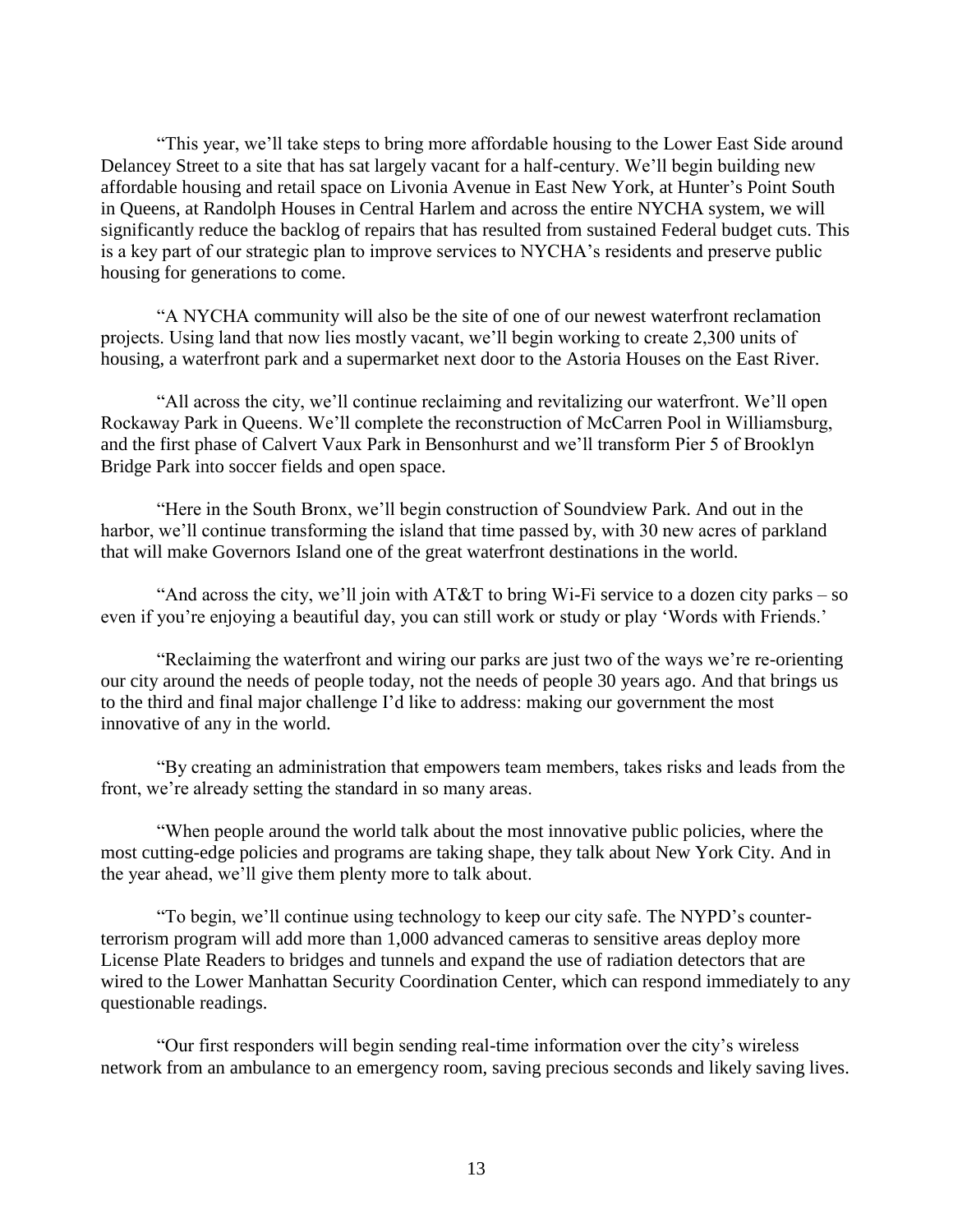"This year, we'll take steps to bring more affordable housing to the Lower East Side around Delancey Street to a site that has sat largely vacant for a half-century. We'll begin building new affordable housing and retail space on Livonia Avenue in East New York, at Hunter's Point South in Queens, at Randolph Houses in Central Harlem and across the entire NYCHA system, we will significantly reduce the backlog of repairs that has resulted from sustained Federal budget cuts. This is a key part of our strategic plan to improve services to NYCHA's residents and preserve public housing for generations to come.

"A NYCHA community will also be the site of one of our newest waterfront reclamation projects. Using land that now lies mostly vacant, we'll begin working to create 2,300 units of housing, a waterfront park and a supermarket next door to the Astoria Houses on the East River.

"All across the city, we'll continue reclaiming and revitalizing our waterfront. We'll open Rockaway Park in Queens. We'll complete the reconstruction of McCarren Pool in Williamsburg, and the first phase of Calvert Vaux Park in Bensonhurst and we'll transform Pier 5 of Brooklyn Bridge Park into soccer fields and open space.

"Here in the South Bronx, we'll begin construction of Soundview Park. And out in the harbor, we'll continue transforming the island that time passed by, with 30 new acres of parkland that will make Governors Island one of the great waterfront destinations in the world.

"And across the city, we'll join with AT&T to bring Wi-Fi service to a dozen city parks – so even if you're enjoying a beautiful day, you can still work or study or play 'Words with Friends.'

"Reclaiming the waterfront and wiring our parks are just two of the ways we're re-orienting our city around the needs of people today, not the needs of people 30 years ago. And that brings us to the third and final major challenge I'd like to address: making our government the most innovative of any in the world.

"By creating an administration that empowers team members, takes risks and leads from the front, we're already setting the standard in so many areas.

"When people around the world talk about the most innovative public policies, where the most cutting-edge policies and programs are taking shape, they talk about New York City. And in the year ahead, we'll give them plenty more to talk about.

"To begin, we'll continue using technology to keep our city safe. The NYPD's counter-terrorism program will add more than 1,000 advanced cameras to sensitive areas deploy more License Plate Readers to bridges and tunnels and expand the use of radiation detectors that are wired to the Lower Manhattan Security Coordination Center, which can respond immediately to any questionable readings.

"Our first responders will begin sending real-time information over the city's wireless network from an ambulance to an emergency room, saving precious seconds and likely saving lives.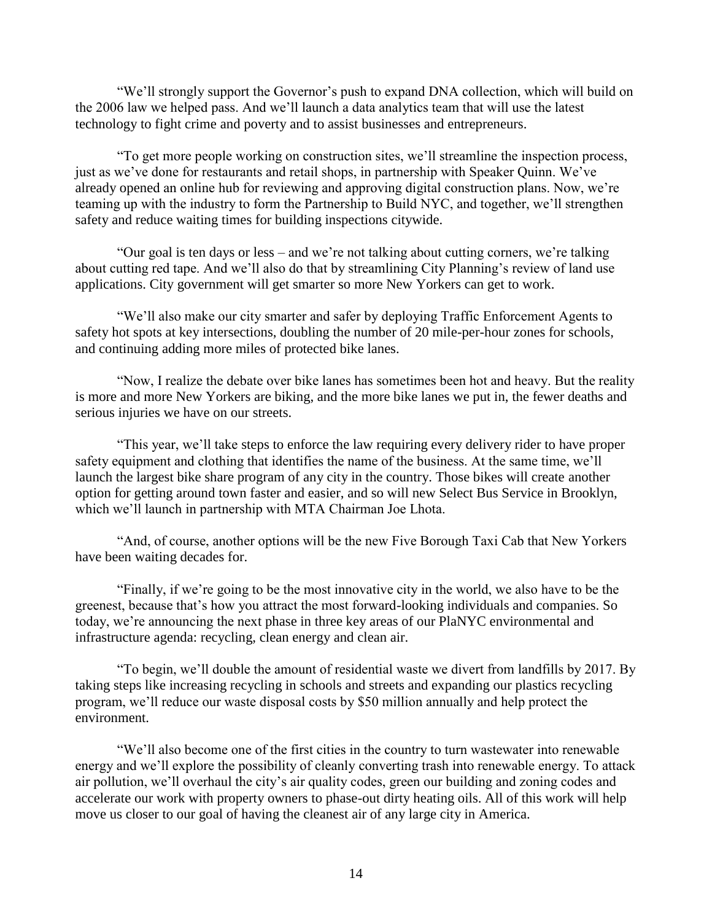"We'll strongly support the Governor's push to expand DNA collection, which will build on the 2006 law we helped pass. And we'll launch a data analytics team that will use the latest technology to fight crime and poverty and to assist businesses and entrepreneurs.

"To get more people working on construction sites, we'll streamline the inspection process, just as we've done for restaurants and retail shops, in partnership with Speaker Quinn. We've already opened an online hub for reviewing and approving digital construction plans. Now, we're teaming up with the industry to form the Partnership to Build NYC, and together, we'll strengthen safety and reduce waiting times for building inspections citywide.

"Our goal is ten days or less – and we're not talking about cutting corners, we're talking about cutting red tape. And we'll also do that by streamlining City Planning's review of land use applications. City government will get smarter so more New Yorkers can get to work.

"We'll also make our city smarter and safer by deploying Traffic Enforcement Agents to safety hot spots at key intersections, doubling the number of 20 mile-per-hour zones for schools, and continuing adding more miles of protected bike lanes.

"Now, I realize the debate over bike lanes has sometimes been hot and heavy. But the reality is more and more New Yorkers are biking, and the more bike lanes we put in, the fewer deaths and serious injuries we have on our streets.

"This year, we'll take steps to enforce the law requiring every delivery rider to have proper safety equipment and clothing that identifies the name of the business. At the same time, we'll launch the largest bike share program of any city in the country. Those bikes will create another option for getting around town faster and easier, and so will new Select Bus Service in Brooklyn, which we'll launch in partnership with MTA Chairman Joe Lhota.

"And, of course, another options will be the new Five Borough Taxi Cab that New Yorkers have been waiting decades for.

"Finally, if we're going to be the most innovative city in the world, we also have to be the greenest, because that's how you attract the most forward-looking individuals and companies. So today, we're announcing the next phase in three key areas of our PlaNYC environmental and infrastructure agenda: recycling, clean energy and clean air.

"To begin, we'll double the amount of residential waste we divert from landfills by 2017. By taking steps like increasing recycling in schools and streets and expanding our plastics recycling program, we'll reduce our waste disposal costs by $50 million annually and help protect the environment.

"We'll also become one of the first cities in the country to turn wastewater into renewable energy and we'll explore the possibility of cleanly converting trash into renewable energy. To attack air pollution, we'll overhaul the city's air quality codes, green our building and zoning codes and accelerate our work with property owners to phase-out dirty heating oils. All of this work will help move us closer to our goal of having the cleanest air of any large city in America.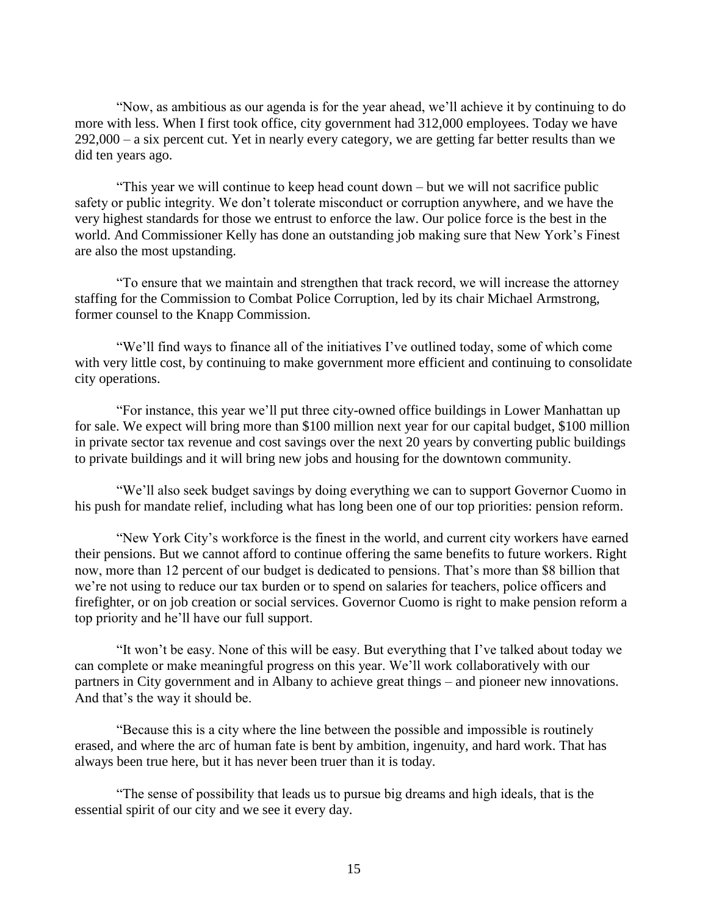"Now, as ambitious as our agenda is for the year ahead, we'll achieve it by continuing to do more with less. When I first took office, city government had 312,000 employees. Today we have 292,000 – a six percent cut. Yet in nearly every category, we are getting far better results than we did ten years ago.

"This year we will continue to keep head count down – but we will not sacrifice public safety or public integrity. We don't tolerate misconduct or corruption anywhere, and we have the very highest standards for those we entrust to enforce the law. Our police force is the best in the world. And Commissioner Kelly has done an outstanding job making sure that New York's Finest are also the most upstanding.

"To ensure that we maintain and strengthen that track record, we will increase the attorney staffing for the Commission to Combat Police Corruption, led by its chair Michael Armstrong, former counsel to the Knapp Commission.

"We'll find ways to finance all of the initiatives I've outlined today, some of which come with very little cost, by continuing to make government more efficient and continuing to consolidate city operations.

"For instance, this year we'll put three city-owned office buildings in Lower Manhattan up for sale. We expect will bring more than $100 million next year for our capital budget, $100 million in private sector tax revenue and cost savings over the next 20 years by converting public buildings to private buildings and it will bring new jobs and housing for the downtown community.

"We'll also seek budget savings by doing everything we can to support Governor Cuomo in his push for mandate relief, including what has long been one of our top priorities: pension reform.

"New York City's workforce is the finest in the world, and current city workers have earned their pensions. But we cannot afford to continue offering the same benefits to future workers. Right now, more than 12 percent of our budget is dedicated to pensions. That's more than $8 billion that we're not using to reduce our tax burden or to spend on salaries for teachers, police officers and firefighter, or on job creation or social services. Governor Cuomo is right to make pension reform a top priority and he'll have our full support.

"It won't be easy. None of this will be easy. But everything that I've talked about today we can complete or make meaningful progress on this year. We'll work collaboratively with our partners in City government and in Albany to achieve great things – and pioneer new innovations. And that's the way it should be.

"Because this is a city where the line between the possible and impossible is routinely erased, and where the arc of human fate is bent by ambition, ingenuity, and hard work. That has always been true here, but it has never been truer than it is today.

"The sense of possibility that leads us to pursue big dreams and high ideals, that is the essential spirit of our city and we see it every day.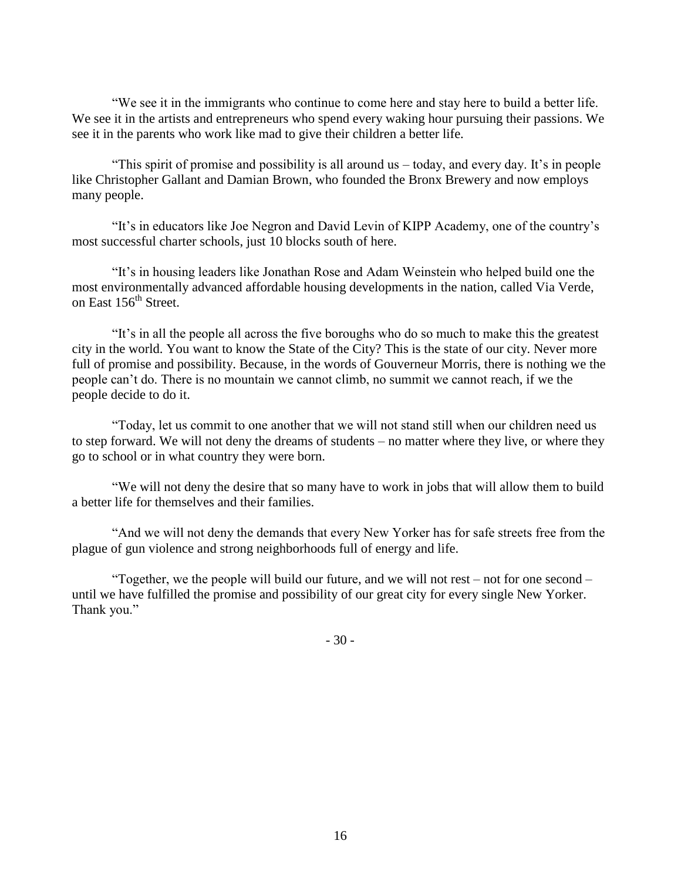"We see it in the immigrants who continue to come here and stay here to build a better life. We see it in the artists and entrepreneurs who spend every waking hour pursuing their passions. We see it in the parents who work like mad to give their children a better life.

"This spirit of promise and possibility is all around us – today, and every day. It's in people like Christopher Gallant and Damian Brown, who founded the Bronx Brewery and now employs many people.

"It's in educators like Joe Negron and David Levin of KIPP Academy, one of the country's most successful charter schools, just 10 blocks south of here.

"It's in housing leaders like Jonathan Rose and Adam Weinstein who helped build one the most environmentally advanced affordable housing developments in the nation, called Via Verde, on East 156th Street.

"It's in all the people all across the five boroughs who do so much to make this the greatest city in the world. You want to know the State of the City? This is the state of our city. Never more full of promise and possibility. Because, in the words of Gouverneur Morris, there is nothing we the people can't do. There is no mountain we cannot climb, no summit we cannot reach, if we the people decide to do it.

"Today, let us commit to one another that we will not stand still when our children need us to step forward. We will not deny the dreams of students – no matter where they live, or where they go to school or in what country they were born.

"We will not deny the desire that so many have to work in jobs that will allow them to build a better life for themselves and their families.

"And we will not deny the demands that every New Yorker has for safe streets free from the plague of gun violence and strong neighborhoods full of energy and life.

"Together, we the people will build our future, and we will not rest – not for one second – until we have fulfilled the promise and possibility of our great city for every single New Yorker. Thank you."

- 30 -